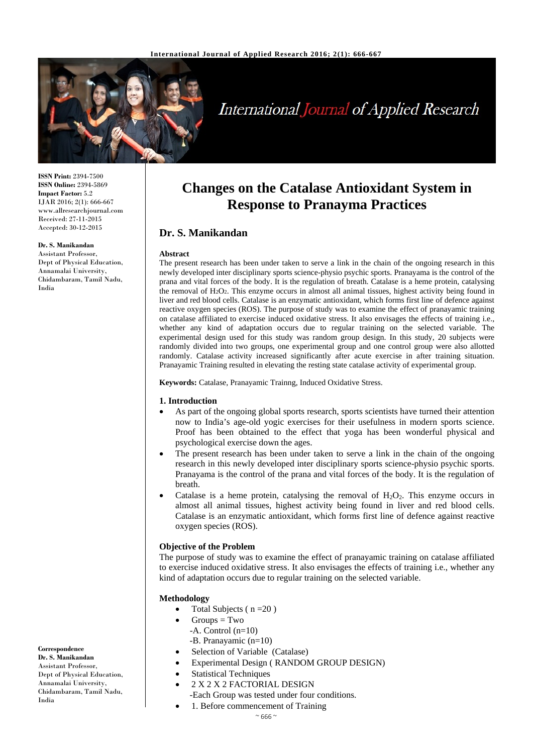# Changes on the Catalase Antioxidant System in Response to Pranayma Practices

## Dr. S. Manikandan

**ISSN Print:** 2394-7500
**ISSN Online:** 2394-5869
**Impact Factor:** 5.2
IJAR 2016; 2(1): 666-667
www.allresearchjournal.com
Received: 27-11-2015
Accepted: 30-12-2015

**Dr. S. Manikandan**
Assistant Professor,
Dept of Physical Education,
Annamalai University,
Chidambaram, Tamil Nadu,
India

**Correspondence**
**Dr. S. Manikandan**
Assistant Professor,
Dept of Physical Education,
Annamalai University,
Chidambaram, Tamil Nadu,
India

### Abstract

The present research has been under taken to serve a link in the chain of the ongoing research in this newly developed inter disciplinary sports science-physio psychic sports. Pranayama is the control of the prana and vital forces of the body. It is the regulation of breath. Catalase is a heme protein, catalysing the removal of $H_2O_2$. This enzyme occurs in almost all animal tissues, highest activity being found in liver and red blood cells. Catalase is an enzymatic antioxidant, which forms first line of defence against reactive oxygen species (ROS). The purpose of study was to examine the effect of pranayamic training on catalase affiliated to exercise induced oxidative stress. It also envisages the effects of training i.e., whether any kind of adaptation occurs due to regular training on the selected variable. The experimental design used for this study was random group design. In this study, 20 subjects were randomly divided into two groups, one experimental group and one control group were also allotted randomly. Catalase activity increased significantly after acute exercise in after training situation. Pranayamic Training resulted in elevating the resting state catalase activity of experimental group.

**Keywords:** Catalase, Pranayamic Trainng, Induced Oxidative Stress.

### 1. Introduction

- As part of the ongoing global sports research, sports scientists have turned their attention now to India's age-old yogic exercises for their usefulness in modern sports science. Proof has been obtained to the effect that yoga has been wonderful physical and psychological exercise down the ages.
- The present research has been under taken to serve a link in the chain of the ongoing research in this newly developed inter disciplinary sports science-physio psychic sports. Pranayama is the control of the prana and vital forces of the body. It is the regulation of breath.
- Catalase is a heme protein, catalysing the removal of $H_2O_2$. This enzyme occurs in almost all animal tissues, highest activity being found in liver and red blood cells. Catalase is an enzymatic antioxidant, which forms first line of defence against reactive oxygen species (ROS).

### Objective of the Problem

The purpose of study was to examine the effect of pranayamic training on catalase affiliated to exercise induced oxidative stress. It also envisages the effects of training i.e., whether any kind of adaptation occurs due to regular training on the selected variable.

### Methodology

- Total Subjects ( n =20 )
- Groups = Two
  - -A. Control (n=10)
  - -B. Pranayamic (n=10)
- Selection of Variable (Catalase)
- Experimental Design ( RANDOM GROUP DESIGN)
- Statistical Techniques
- 2 X 2 X 2 FACTORIAL DESIGN
  - -Each Group was tested under four conditions.
- 1. Before commencement of Training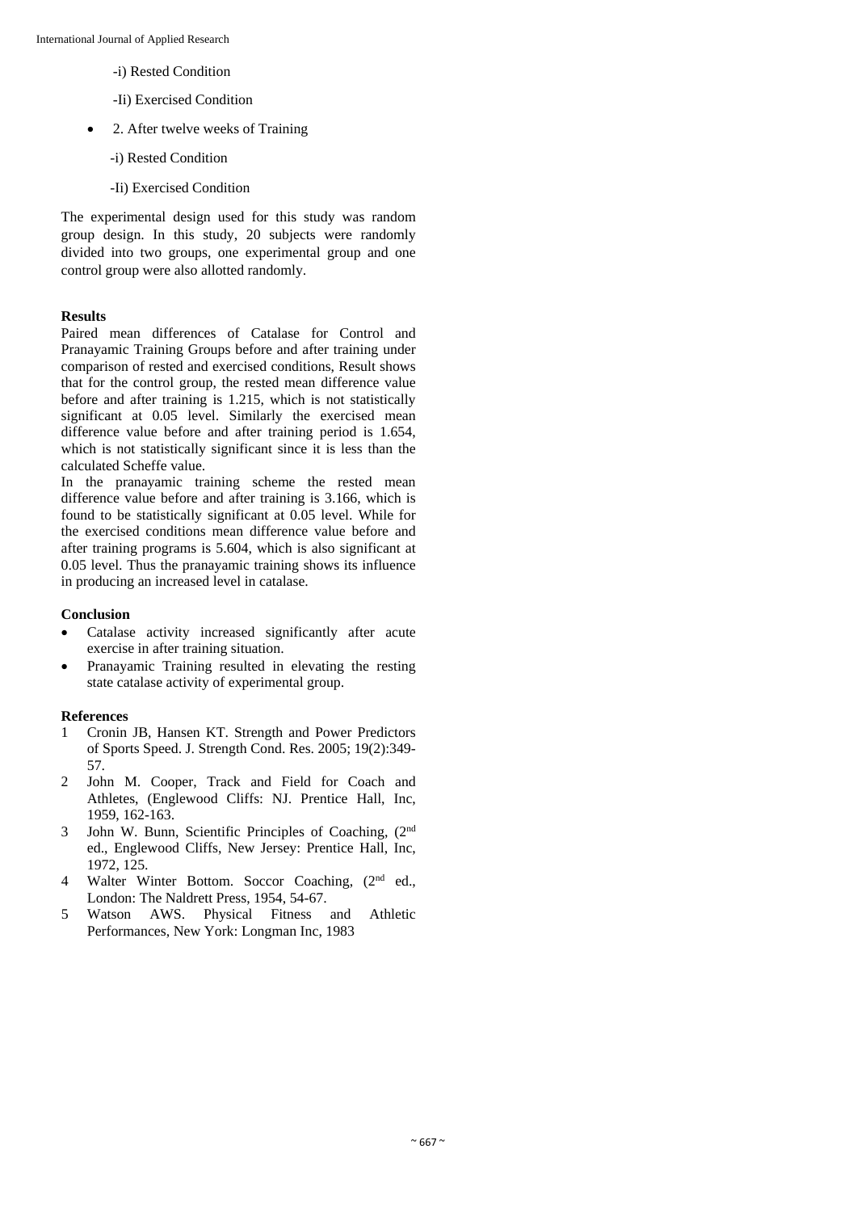-i) Rested Condition

-Ii) Exercised Condition

- 2. After twelve weeks of Training

  -i) Rested Condition

  -Ii) Exercised Condition

The experimental design used for this study was random group design. In this study, 20 subjects were randomly divided into two groups, one experimental group and one control group were also allotted randomly.

**Results**

Paired mean differences of Catalase for Control and Pranayamic Training Groups before and after training under comparison of rested and exercised conditions, Result shows that for the control group, the rested mean difference value before and after training is 1.215, which is not statistically significant at 0.05 level. Similarly the exercised mean difference value before and after training period is 1.654, which is not statistically significant since it is less than the calculated Scheffe value.

In the pranayamic training scheme the rested mean difference value before and after training is 3.166, which is found to be statistically significant at 0.05 level. While for the exercised conditions mean difference value before and after training programs is 5.604, which is also significant at 0.05 level. Thus the pranayamic training shows its influence in producing an increased level in catalase.

**Conclusion**

- Catalase activity increased significantly after acute exercise in after training situation.
- Pranayamic Training resulted in elevating the resting state catalase activity of experimental group.

**References**

1. Cronin JB, Hansen KT. Strength and Power Predictors of Sports Speed. J. Strength Cond. Res. 2005; 19(2):349-57.
2. John M. Cooper, Track and Field for Coach and Athletes, (Englewood Cliffs: NJ. Prentice Hall, Inc, 1959, 162-163.
3. John W. Bunn, Scientific Principles of Coaching, (2nd ed., Englewood Cliffs, New Jersey: Prentice Hall, Inc, 1972, 125.
4. Walter Winter Bottom. Soccor Coaching, (2nd ed., London: The Naldrett Press, 1954, 54-67.
5. Watson AWS. Physical Fitness and Athletic Performances, New York: Longman Inc, 1983